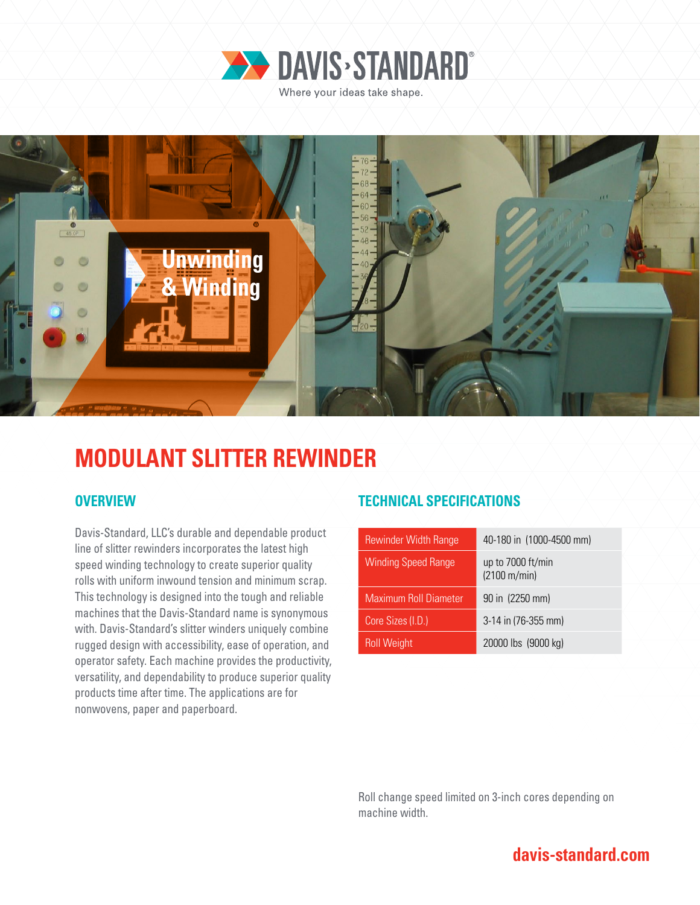DAVIS›STANDARD

Where your ideas take shape.

Unwinding & Winding

# MODULANT SLITTER REWINDER

## OVERVIEW

Davis-Standard, LLC's durable and dependable product line of slitter rewinders incorporates the latest high speed winding technology to create superior quality rolls with uniform inwound tension and minimum scrap. This technology is designed into the tough and reliable machines that the Davis-Standard name is synonymous with. Davis-Standard's slitter winders uniquely combine rugged design with accessibility, ease of operation, and operator safety. Each machine provides the productivity, versatility, and dependability to produce superior quality products time after time. The applications are for nonwovens, paper and paperboard.

## TECHNICAL SPECIFICATIONS

| | |
|---|---|
| Rewinder Width Range | 40-180 in (1000-4500 mm) |
| Winding Speed Range | up to 7000 ft/min (2100 m/min) |
| Maximum Roll Diameter | 90 in (2250 mm) |
| Core Sizes (I.D.) | 3-14 in (76-355 mm) |
| Roll Weight | 20000 lbs (9000 kg) |

Roll change speed limited on 3-inch cores depending on machine width.

davis-standard.com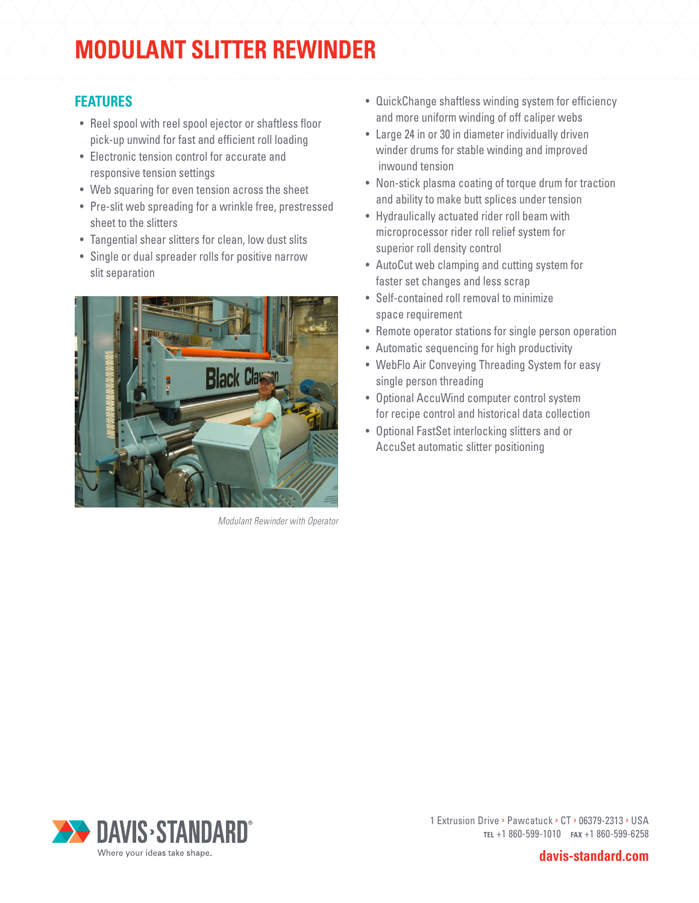# MODULANT SLITTER REWINDER

## FEATURES

- Reel spool with reel spool ejector or shaftless floor pick-up unwind for fast and efficient roll loading
- Electronic tension control for accurate and responsive tension settings
- Web squaring for even tension across the sheet
- Pre-slit web spreading for a wrinkle free, prestressed sheet to the slitters
- Tangential shear slitters for clean, low dust slits
- Single or dual spreader rolls for positive narrow slit separation

*Modulant Rewinder with Operator*

- QuickChange shaftless winding system for efficiency and more uniform winding of off caliper webs
- Large 24 in or 30 in diameter individually driven winder drums for stable winding and improved inwound tension
- Non-stick plasma coating of torque drum for traction and ability to make butt splices under tension
- Hydraulically actuated rider roll beam with microprocessor rider roll relief system for superior roll density control
- AutoCut web clamping and cutting system for faster set changes and less scrap
- Self-contained roll removal to minimize space requirement
- Remote operator stations for single person operation
- Automatic sequencing for high productivity
- WebFlo Air Conveying Threading System for easy single person threading
- Optional AccuWind computer control system for recipe control and historical data collection
- Optional FastSet interlocking slitters and or AccuSet automatic slitter positioning

DAVIS-STANDARD®
Where your ideas take shape.

1 Extrusion Drive › Pawcatuck › CT › 06379-2313 › USA
TEL +1 860-599-1010 FAX +1 860-599-6258

davis-standard.com